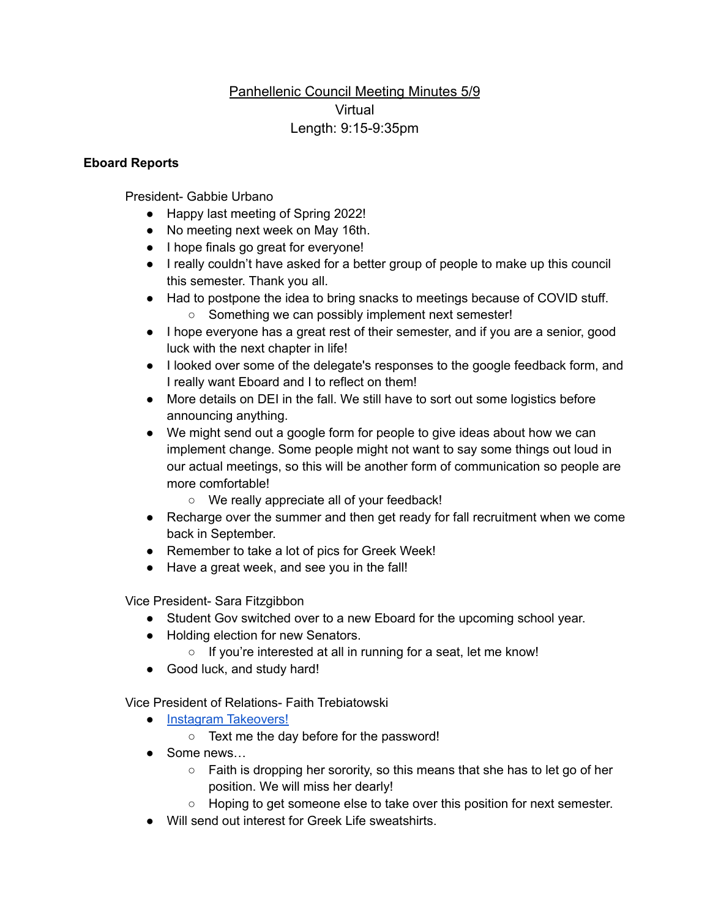<u>Panhellenic Council Meeting Minutes 5/9</u>

Virtual

Length: 9:15-9:35pm

**Eboard Reports**

President- Gabbie Urbano

- Happy last meeting of Spring 2022!
- No meeting next week on May 16th.
- I hope finals go great for everyone!
- I really couldn't have asked for a better group of people to make up this council this semester. Thank you all.
- Had to postpone the idea to bring snacks to meetings because of COVID stuff.
  - Something we can possibly implement next semester!
- I hope everyone has a great rest of their semester, and if you are a senior, good luck with the next chapter in life!
- I looked over some of the delegate's responses to the google feedback form, and I really want Eboard and I to reflect on them!
- More details on DEI in the fall. We still have to sort out some logistics before announcing anything.
- We might send out a google form for people to give ideas about how we can implement change. Some people might not want to say some things out loud in our actual meetings, so this will be another form of communication so people are more comfortable!
  - We really appreciate all of your feedback!
- Recharge over the summer and then get ready for fall recruitment when we come back in September.
- Remember to take a lot of pics for Greek Week!
- Have a great week, and see you in the fall!

Vice President- Sara Fitzgibbon

- Student Gov switched over to a new Eboard for the upcoming school year.
- Holding election for new Senators.
  - If you're interested at all in running for a seat, let me know!
- Good luck, and study hard!

Vice President of Relations- Faith Trebiatowski

- Instagram Takeovers!
  - Text me the day before for the password!
- Some news…
  - Faith is dropping her sorority, so this means that she has to let go of her position. We will miss her dearly!
  - Hoping to get someone else to take over this position for next semester.
- Will send out interest for Greek Life sweatshirts.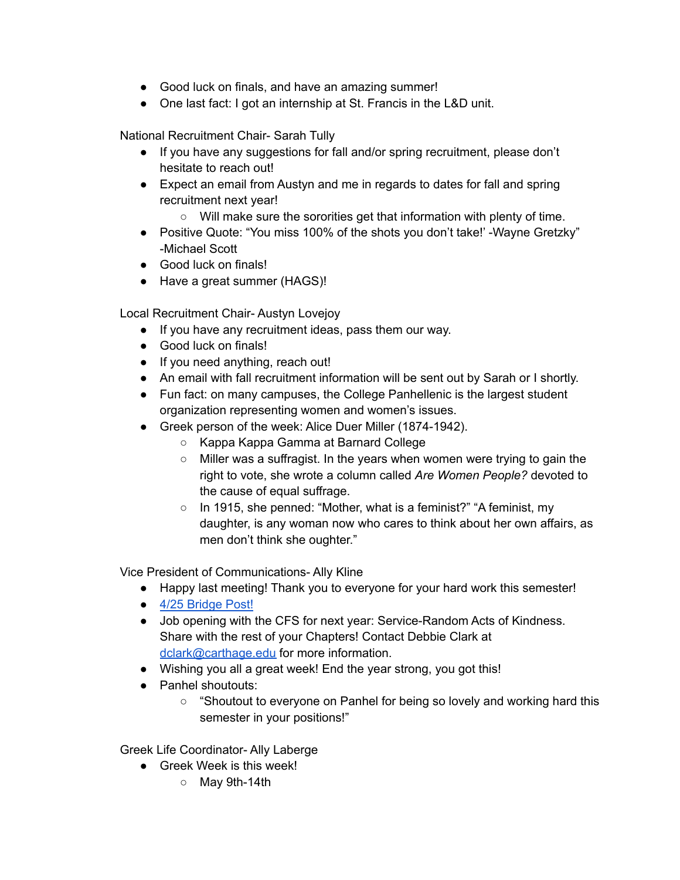- Good luck on finals, and have an amazing summer!
- One last fact: I got an internship at St. Francis in the L&D unit.

National Recruitment Chair- Sarah Tully

- If you have any suggestions for fall and/or spring recruitment, please don't hesitate to reach out!
- Expect an email from Austyn and me in regards to dates for fall and spring recruitment next year!
  - Will make sure the sororities get that information with plenty of time.
- Positive Quote: "You miss 100% of the shots you don't take!' -Wayne Gretzky" -Michael Scott
- Good luck on finals!
- Have a great summer (HAGS)!

Local Recruitment Chair- Austyn Lovejoy

- If you have any recruitment ideas, pass them our way.
- Good luck on finals!
- If you need anything, reach out!
- An email with fall recruitment information will be sent out by Sarah or I shortly.
- Fun fact: on many campuses, the College Panhellenic is the largest student organization representing women and women's issues.
- Greek person of the week: Alice Duer Miller (1874-1942).
  - Kappa Kappa Gamma at Barnard College
  - Miller was a suffragist. In the years when women were trying to gain the right to vote, she wrote a column called *Are Women People?* devoted to the cause of equal suffrage.
  - In 1915, she penned: "Mother, what is a feminist?" "A feminist, my daughter, is any woman now who cares to think about her own affairs, as men don't think she oughter."

Vice President of Communications- Ally Kline

- Happy last meeting! Thank you to everyone for your hard work this semester!
- 4/25 Bridge Post!
- Job opening with the CFS for next year: Service-Random Acts of Kindness. Share with the rest of your Chapters! Contact Debbie Clark at dclark@carthage.edu for more information.
- Wishing you all a great week! End the year strong, you got this!
- Panhel shoutouts:
  - "Shoutout to everyone on Panhel for being so lovely and working hard this semester in your positions!"

Greek Life Coordinator- Ally Laberge

- Greek Week is this week!
  - May 9th-14th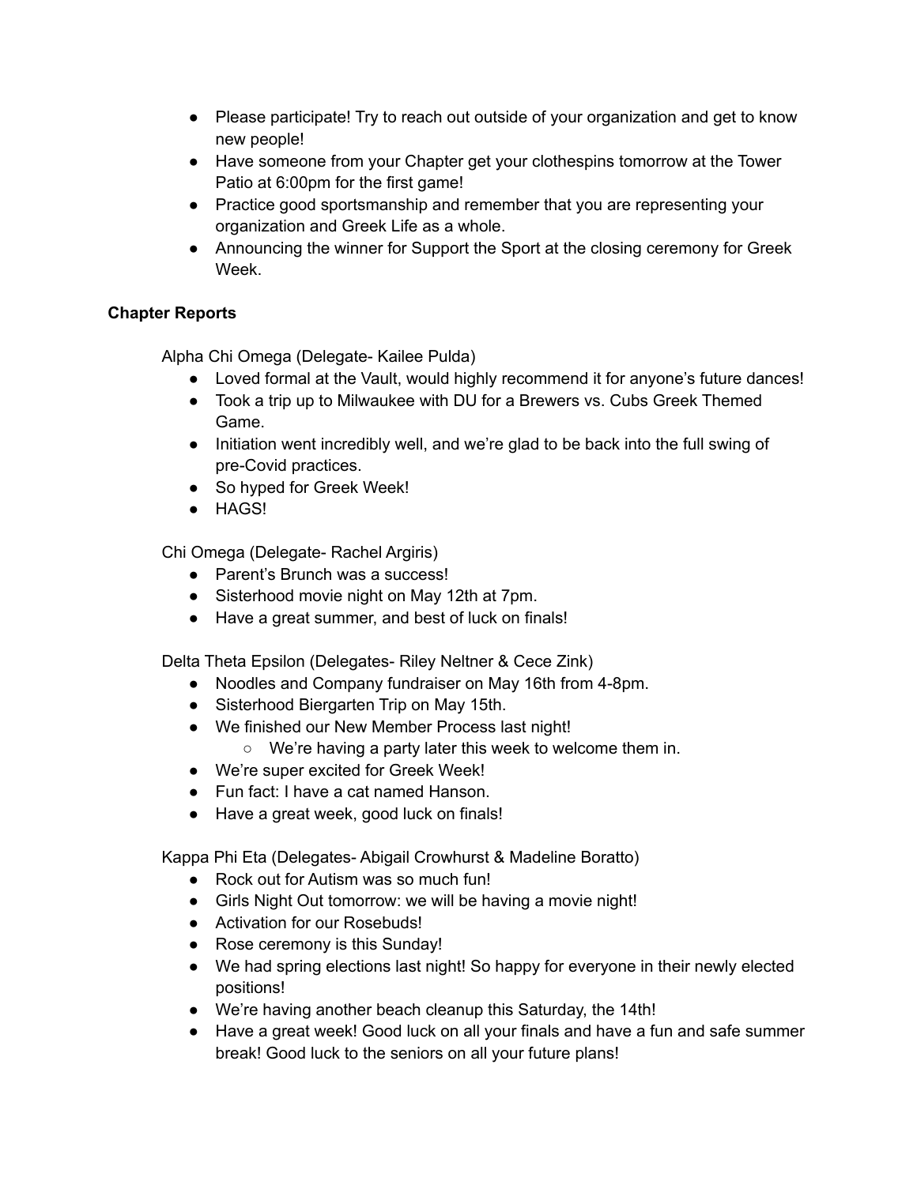- Please participate! Try to reach out outside of your organization and get to know new people!
- Have someone from your Chapter get your clothespins tomorrow at the Tower Patio at 6:00pm for the first game!
- Practice good sportsmanship and remember that you are representing your organization and Greek Life as a whole.
- Announcing the winner for Support the Sport at the closing ceremony for Greek Week.

**Chapter Reports**

Alpha Chi Omega (Delegate- Kailee Pulda)

- Loved formal at the Vault, would highly recommend it for anyone's future dances!
- Took a trip up to Milwaukee with DU for a Brewers vs. Cubs Greek Themed Game.
- Initiation went incredibly well, and we're glad to be back into the full swing of pre-Covid practices.
- So hyped for Greek Week!
- HAGS!

Chi Omega (Delegate- Rachel Argiris)

- Parent's Brunch was a success!
- Sisterhood movie night on May 12th at 7pm.
- Have a great summer, and best of luck on finals!

Delta Theta Epsilon (Delegates- Riley Neltner & Cece Zink)

- Noodles and Company fundraiser on May 16th from 4-8pm.
- Sisterhood Biergarten Trip on May 15th.
- We finished our New Member Process last night!
  - We're having a party later this week to welcome them in.
- We're super excited for Greek Week!
- Fun fact: I have a cat named Hanson.
- Have a great week, good luck on finals!

Kappa Phi Eta (Delegates- Abigail Crowhurst & Madeline Boratto)

- Rock out for Autism was so much fun!
- Girls Night Out tomorrow: we will be having a movie night!
- Activation for our Rosebuds!
- Rose ceremony is this Sunday!
- We had spring elections last night! So happy for everyone in their newly elected positions!
- We're having another beach cleanup this Saturday, the 14th!
- Have a great week! Good luck on all your finals and have a fun and safe summer break! Good luck to the seniors on all your future plans!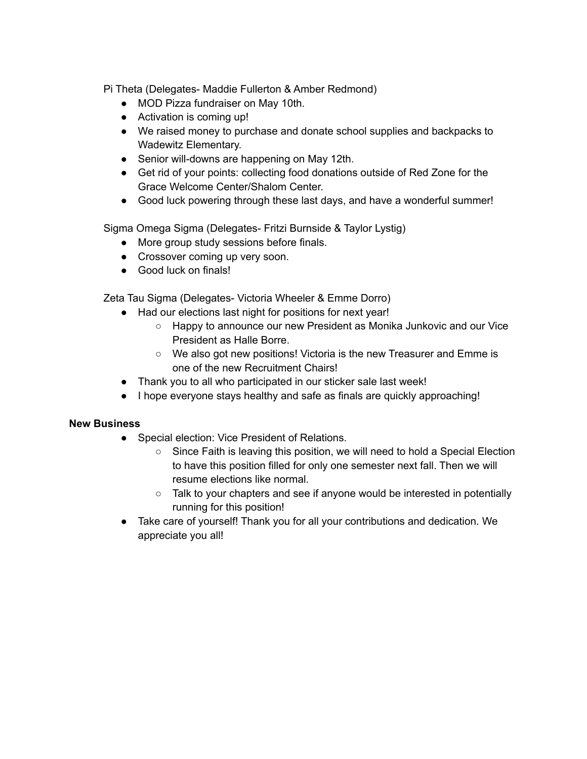Pi Theta (Delegates- Maddie Fullerton & Amber Redmond)

- MOD Pizza fundraiser on May 10th.
- Activation is coming up!
- We raised money to purchase and donate school supplies and backpacks to Wadewitz Elementary.
- Senior will-downs are happening on May 12th.
- Get rid of your points: collecting food donations outside of Red Zone for the Grace Welcome Center/Shalom Center.
- Good luck powering through these last days, and have a wonderful summer!

Sigma Omega Sigma (Delegates- Fritzi Burnside & Taylor Lystig)

- More group study sessions before finals.
- Crossover coming up very soon.
- Good luck on finals!

Zeta Tau Sigma (Delegates- Victoria Wheeler & Emme Dorro)

- Had our elections last night for positions for next year!
  - Happy to announce our new President as Monika Junkovic and our Vice President as Halle Borre.
  - We also got new positions! Victoria is the new Treasurer and Emme is one of the new Recruitment Chairs!
- Thank you to all who participated in our sticker sale last week!
- I hope everyone stays healthy and safe as finals are quickly approaching!

**New Business**

- Special election: Vice President of Relations.
  - Since Faith is leaving this position, we will need to hold a Special Election to have this position filled for only one semester next fall. Then we will resume elections like normal.
  - Talk to your chapters and see if anyone would be interested in potentially running for this position!
- Take care of yourself! Thank you for all your contributions and dedication. We appreciate you all!